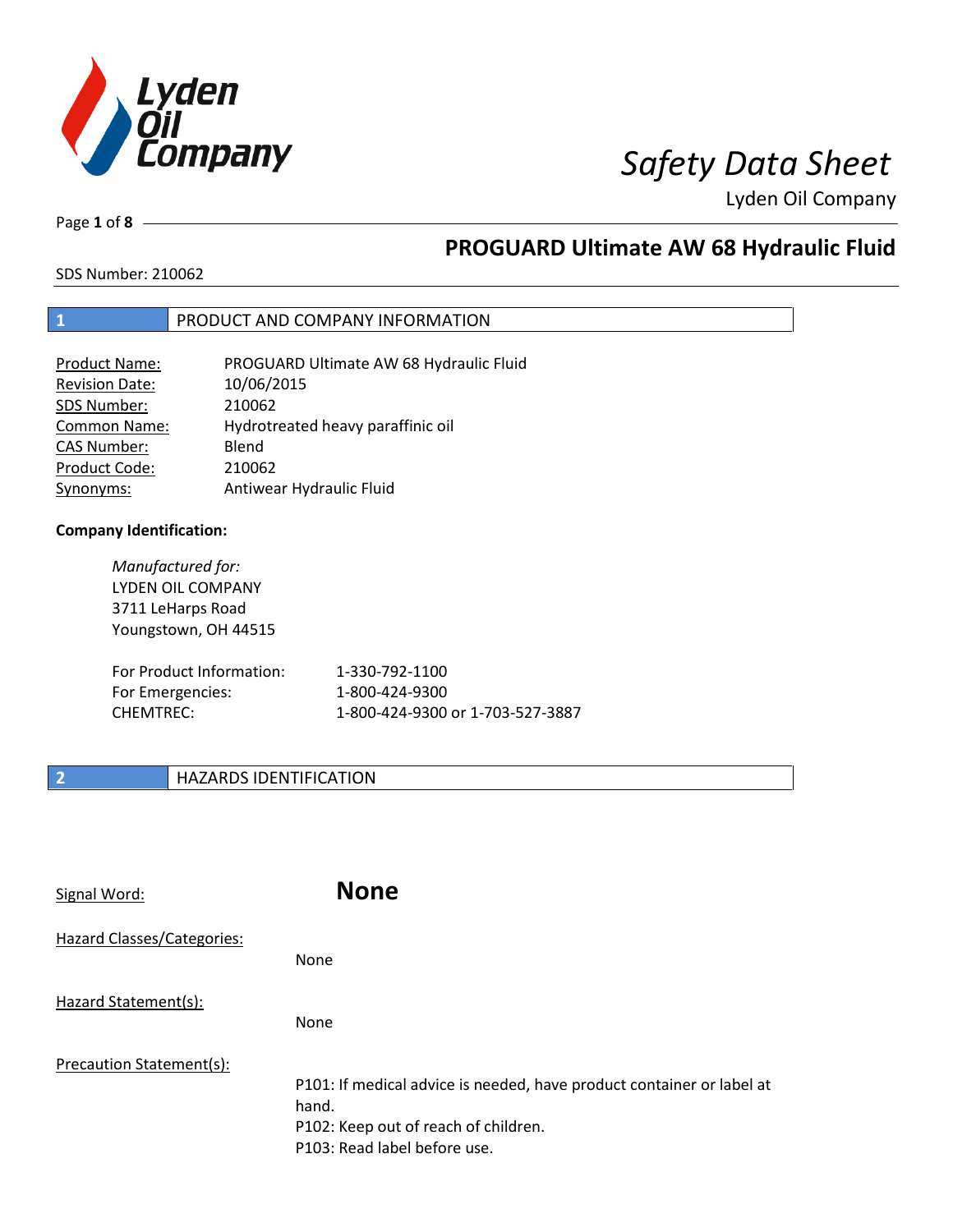# Safety Data Sheet

Lyden Oil Company

## PROGUARD Ultimate AW 68 Hydraulic Fluid

SDS Number: 210062

## 1 PRODUCT AND COMPANY INFORMATION

| | |
|---|---|
| Product Name: | PROGUARD Ultimate AW 68 Hydraulic Fluid |
| Revision Date: | 10/06/2015 |
| SDS Number: | 210062 |
| Common Name: | Hydrotreated heavy paraffinic oil |
| CAS Number: | Blend |
| Product Code: | 210062 |
| Synonyms: | Antiwear Hydraulic Fluid |

**Company Identification:**

*Manufactured for:*
LYDEN OIL COMPANY
3711 LeHarps Road
Youngstown, OH 44515

| | |
|---|---|
| For Product Information: | 1-330-792-1100 |
| For Emergencies: | 1-800-424-9300 |
| CHEMTREC: | 1-800-424-9300 or 1-703-527-3887 |

## 2 HAZARDS IDENTIFICATION

Signal Word: **None**

Hazard Classes/Categories:

None

Hazard Statement(s):

None

Precaution Statement(s):

P101: If medical advice is needed, have product container or label at hand.
P102: Keep out of reach of children.
P103: Read label before use.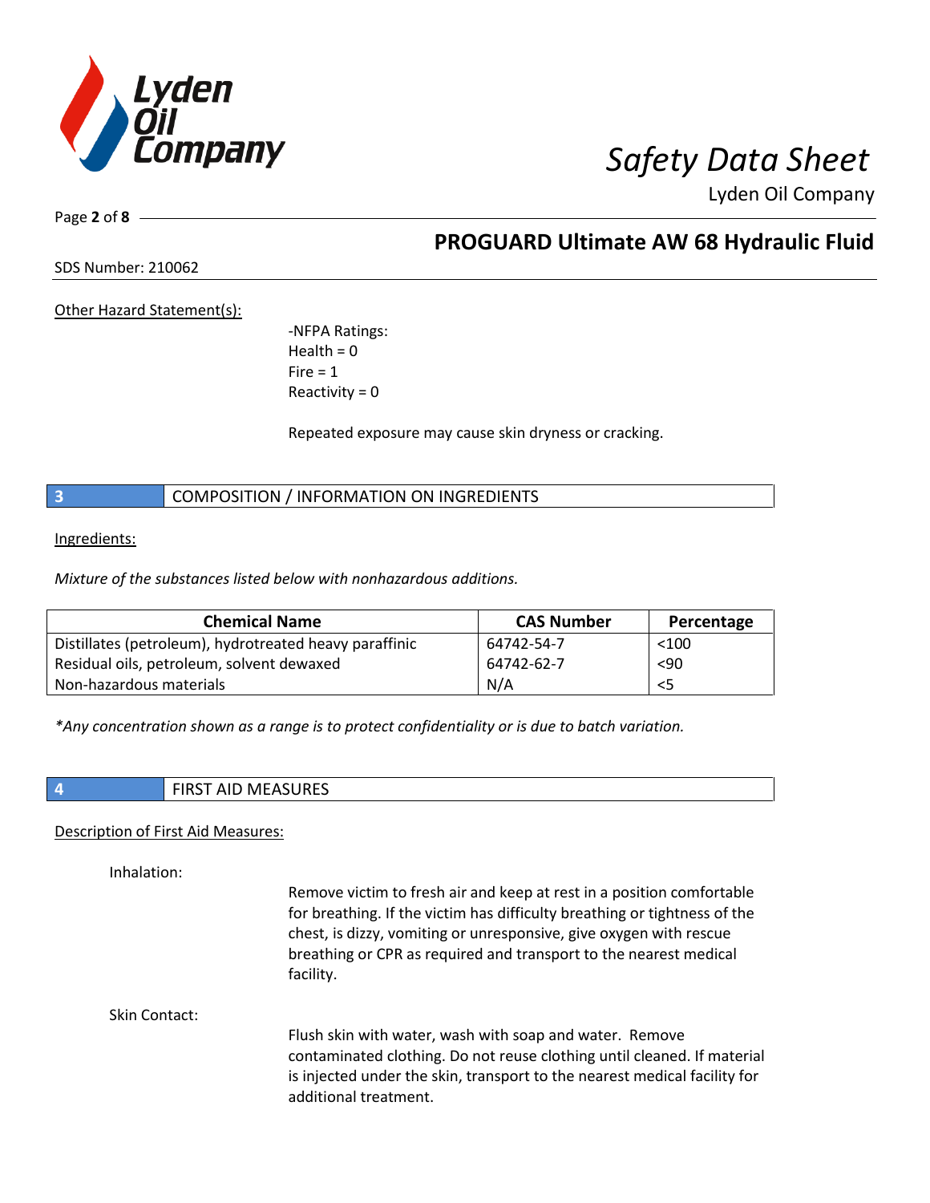Other Hazard Statement(s):

-NFPA Ratings:
Health = 0
Fire = 1
Reactivity = 0

Repeated exposure may cause skin dryness or cracking.

## 3 COMPOSITION / INFORMATION ON INGREDIENTS

Ingredients:

*Mixture of the substances listed below with nonhazardous additions.*

| Chemical Name | CAS Number | Percentage |
|---|---|---|
| Distillates (petroleum), hydrotreated heavy paraffinic | 64742-54-7 | <100 |
| Residual oils, petroleum, solvent dewaxed | 64742-62-7 | <90 |
| Non-hazardous materials | N/A | <5 |

*\*Any concentration shown as a range is to protect confidentiality or is due to batch variation.*

## 4 FIRST AID MEASURES

Description of First Aid Measures:

Inhalation:

Remove victim to fresh air and keep at rest in a position comfortable for breathing. If the victim has difficulty breathing or tightness of the chest, is dizzy, vomiting or unresponsive, give oxygen with rescue breathing or CPR as required and transport to the nearest medical facility.

Skin Contact:

Flush skin with water, wash with soap and water. Remove contaminated clothing. Do not reuse clothing until cleaned. If material is injected under the skin, transport to the nearest medical facility for additional treatment.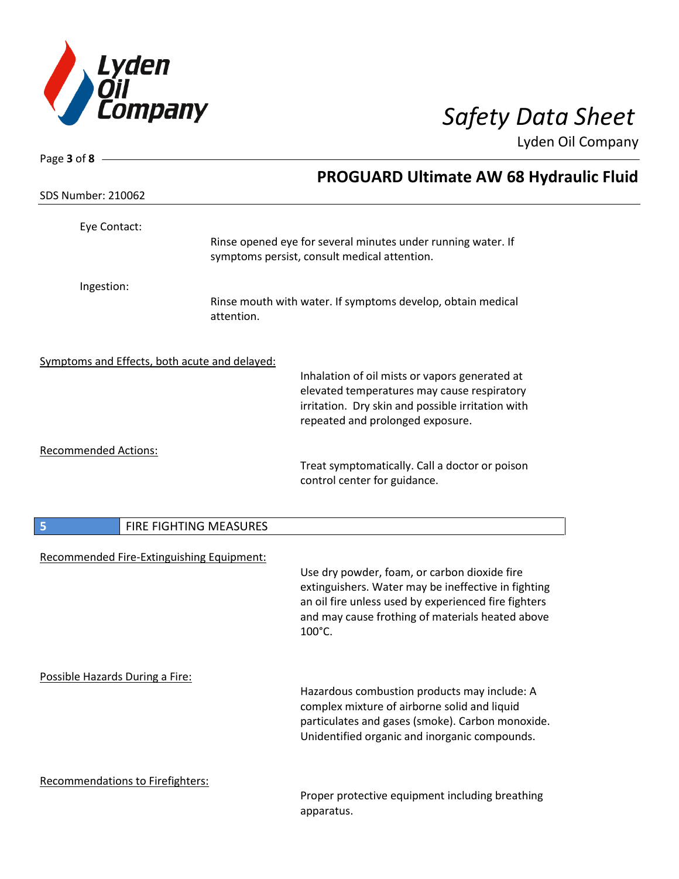Eye Contact:

Rinse opened eye for several minutes under running water. If symptoms persist, consult medical attention.

Ingestion:

Rinse mouth with water. If symptoms develop, obtain medical attention.

Symptoms and Effects, both acute and delayed:

Inhalation of oil mists or vapors generated at elevated temperatures may cause respiratory irritation. Dry skin and possible irritation with repeated and prolonged exposure.

Recommended Actions:

Treat symptomatically. Call a doctor or poison control center for guidance.

## 5 FIRE FIGHTING MEASURES

Recommended Fire-Extinguishing Equipment:

Use dry powder, foam, or carbon dioxide fire extinguishers. Water may be ineffective in fighting an oil fire unless used by experienced fire fighters and may cause frothing of materials heated above 100°C.

Possible Hazards During a Fire:

Hazardous combustion products may include: A complex mixture of airborne solid and liquid particulates and gases (smoke). Carbon monoxide. Unidentified organic and inorganic compounds.

Recommendations to Firefighters:

Proper protective equipment including breathing apparatus.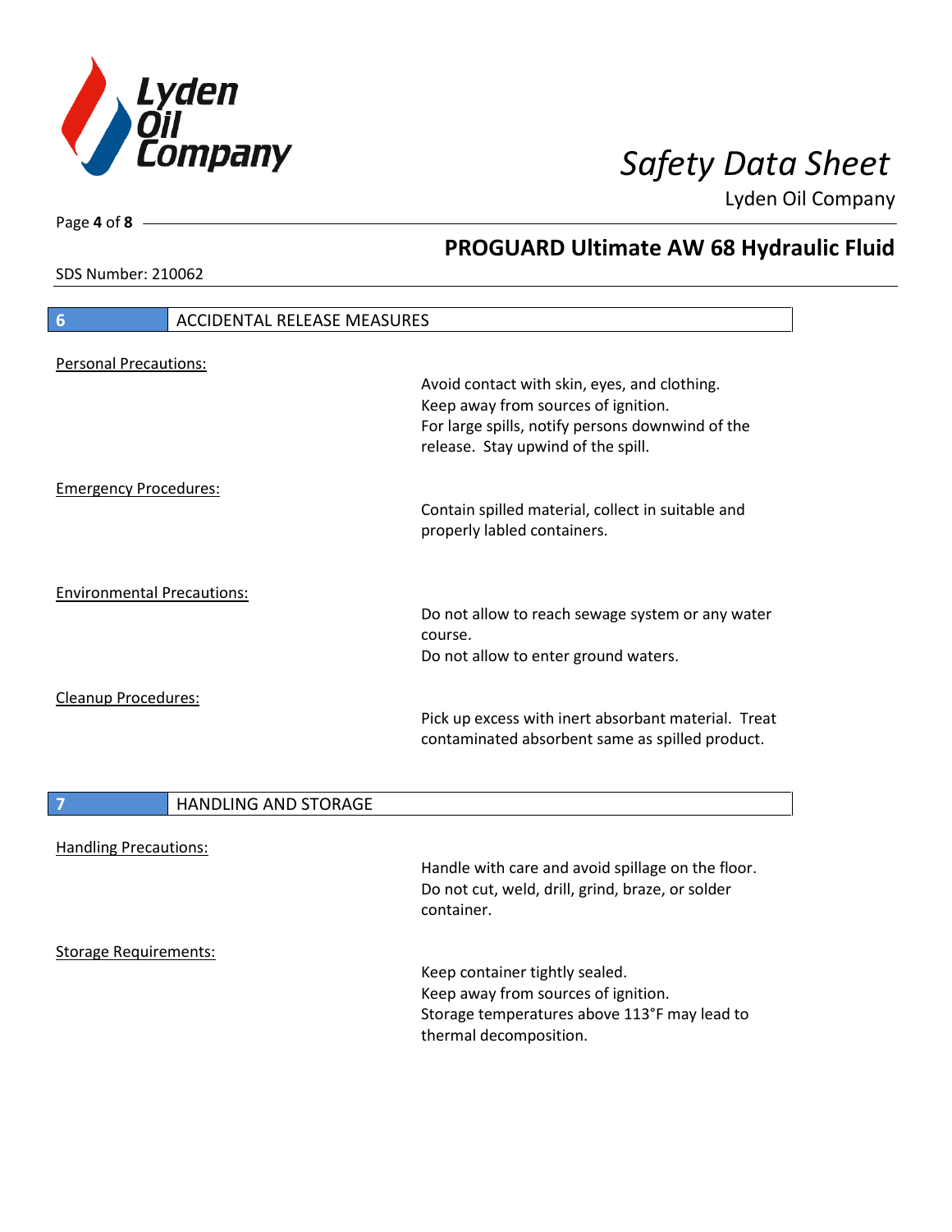## 6 ACCIDENTAL RELEASE MEASURES

**Personal Precautions:**

Avoid contact with skin, eyes, and clothing.
Keep away from sources of ignition.
For large spills, notify persons downwind of the release. Stay upwind of the spill.

**Emergency Procedures:**

Contain spilled material, collect in suitable and properly labled containers.

**Environmental Precautions:**

Do not allow to reach sewage system or any water course.
Do not allow to enter ground waters.

**Cleanup Procedures:**

Pick up excess with inert absorbant material. Treat contaminated absorbent same as spilled product.

## 7 HANDLING AND STORAGE

**Handling Precautions:**

Handle with care and avoid spillage on the floor.
Do not cut, weld, drill, grind, braze, or solder container.

**Storage Requirements:**

Keep container tightly sealed.
Keep away from sources of ignition.
Storage temperatures above 113°F may lead to thermal decomposition.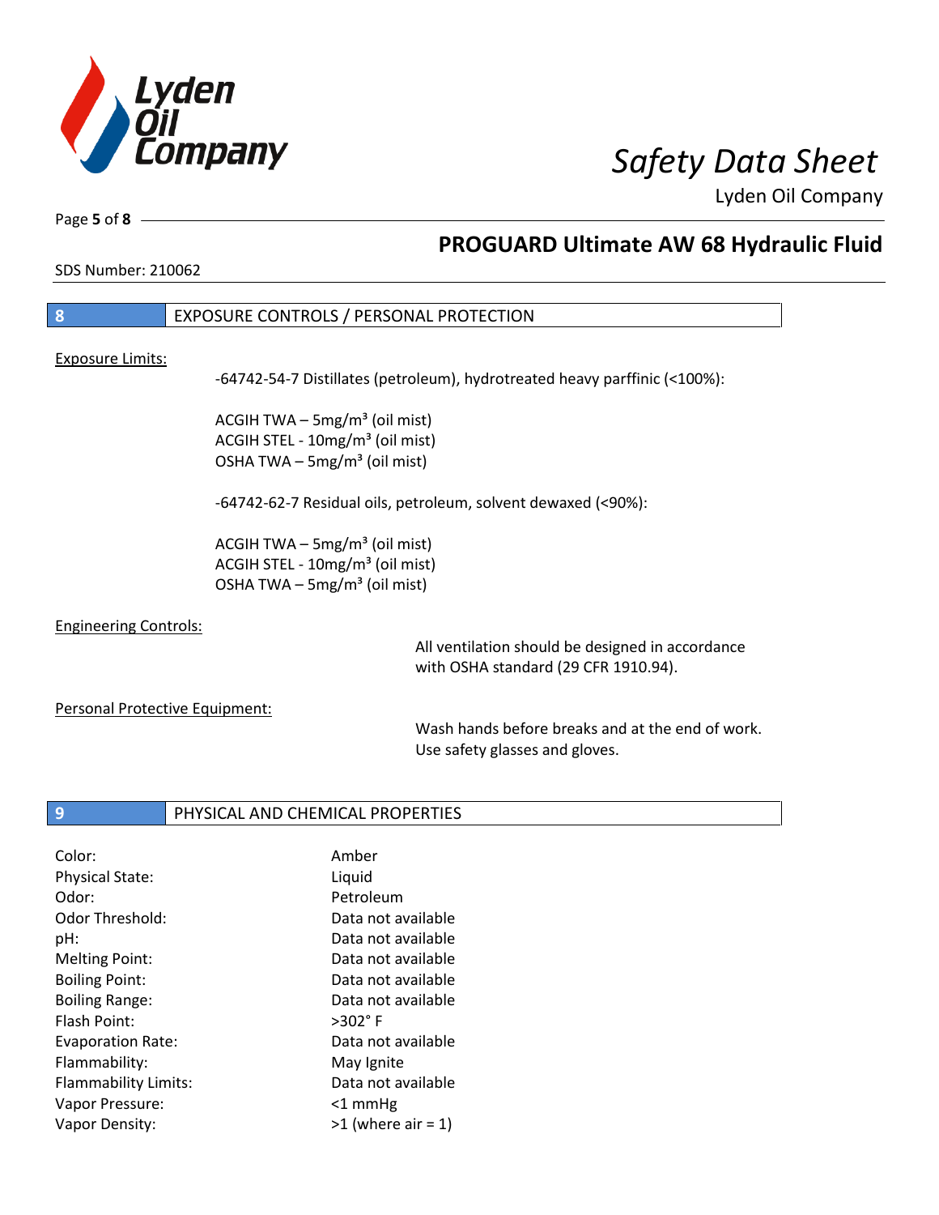## 8 EXPOSURE CONTROLS / PERSONAL PROTECTION

Exposure Limits:

-64742-54-7 Distillates (petroleum), hydrotreated heavy parffinic (<100%):

ACGIH TWA – 5mg/m³ (oil mist)
ACGIH STEL - 10mg/m³ (oil mist)
OSHA TWA – 5mg/m³ (oil mist)

-64742-62-7 Residual oils, petroleum, solvent dewaxed (<90%):

ACGIH TWA – 5mg/m³ (oil mist)
ACGIH STEL - 10mg/m³ (oil mist)
OSHA TWA – 5mg/m³ (oil mist)

Engineering Controls:

All ventilation should be designed in accordance with OSHA standard (29 CFR 1910.94).

Personal Protective Equipment:

Wash hands before breaks and at the end of work. Use safety glasses and gloves.

## 9 PHYSICAL AND CHEMICAL PROPERTIES

| | |
|---|---|
| Color: | Amber |
| Physical State: | Liquid |
| Odor: | Petroleum |
| Odor Threshold: | Data not available |
| pH: | Data not available |
| Melting Point: | Data not available |
| Boiling Point: | Data not available |
| Boiling Range: | Data not available |
| Flash Point: | >302° F |
| Evaporation Rate: | Data not available |
| Flammability: | May Ignite |
| Flammability Limits: | Data not available |
| Vapor Pressure: | <1 mmHg |
| Vapor Density: | >1 (where air = 1) |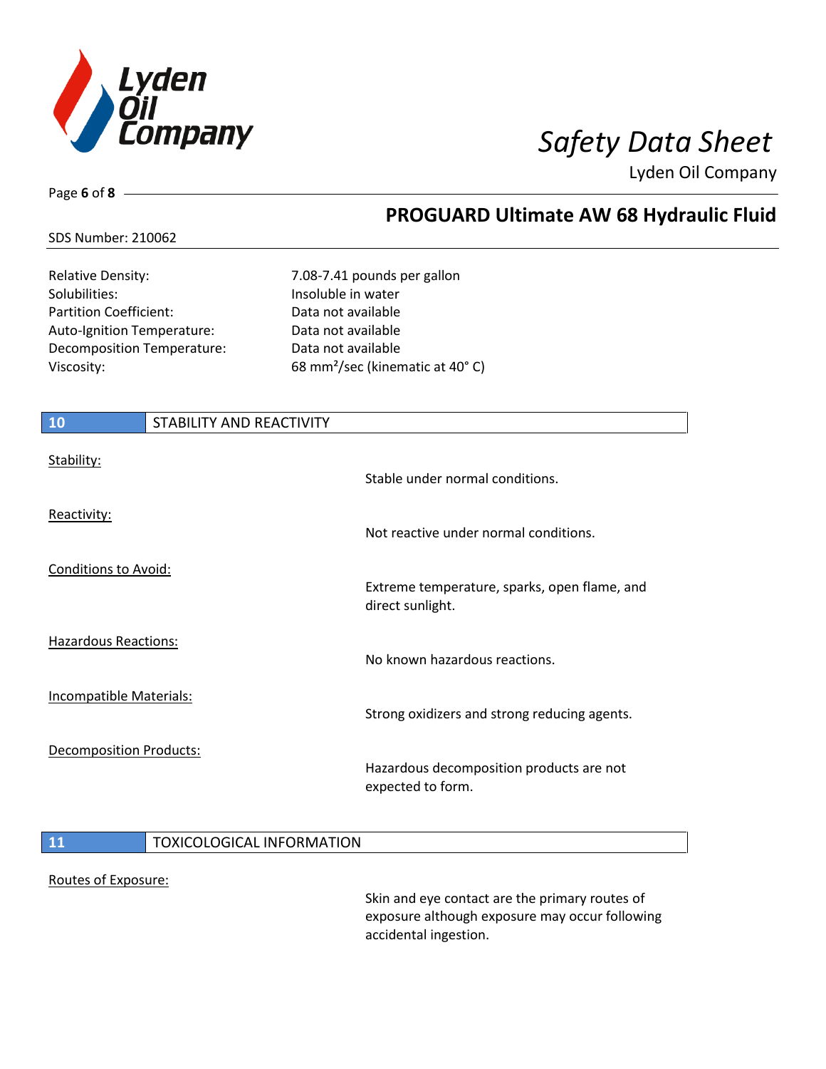| | |
|---|---|
| Relative Density: | 7.08-7.41 pounds per gallon |
| Solubilities: | Insoluble in water |
| Partition Coefficient: | Data not available |
| Auto-Ignition Temperature: | Data not available |
| Decomposition Temperature: | Data not available |
| Viscosity: | 68 $mm^2$/sec (kinematic at 40° C) |

## 10 STABILITY AND REACTIVITY

Stability:

Stable under normal conditions.

Reactivity:

Not reactive under normal conditions.

Conditions to Avoid:

Extreme temperature, sparks, open flame, and direct sunlight.

Hazardous Reactions:

No known hazardous reactions.

Incompatible Materials:

Strong oxidizers and strong reducing agents.

Decomposition Products:

Hazardous decomposition products are not expected to form.

## 11 TOXICOLOGICAL INFORMATION

Routes of Exposure:

Skin and eye contact are the primary routes of exposure although exposure may occur following accidental ingestion.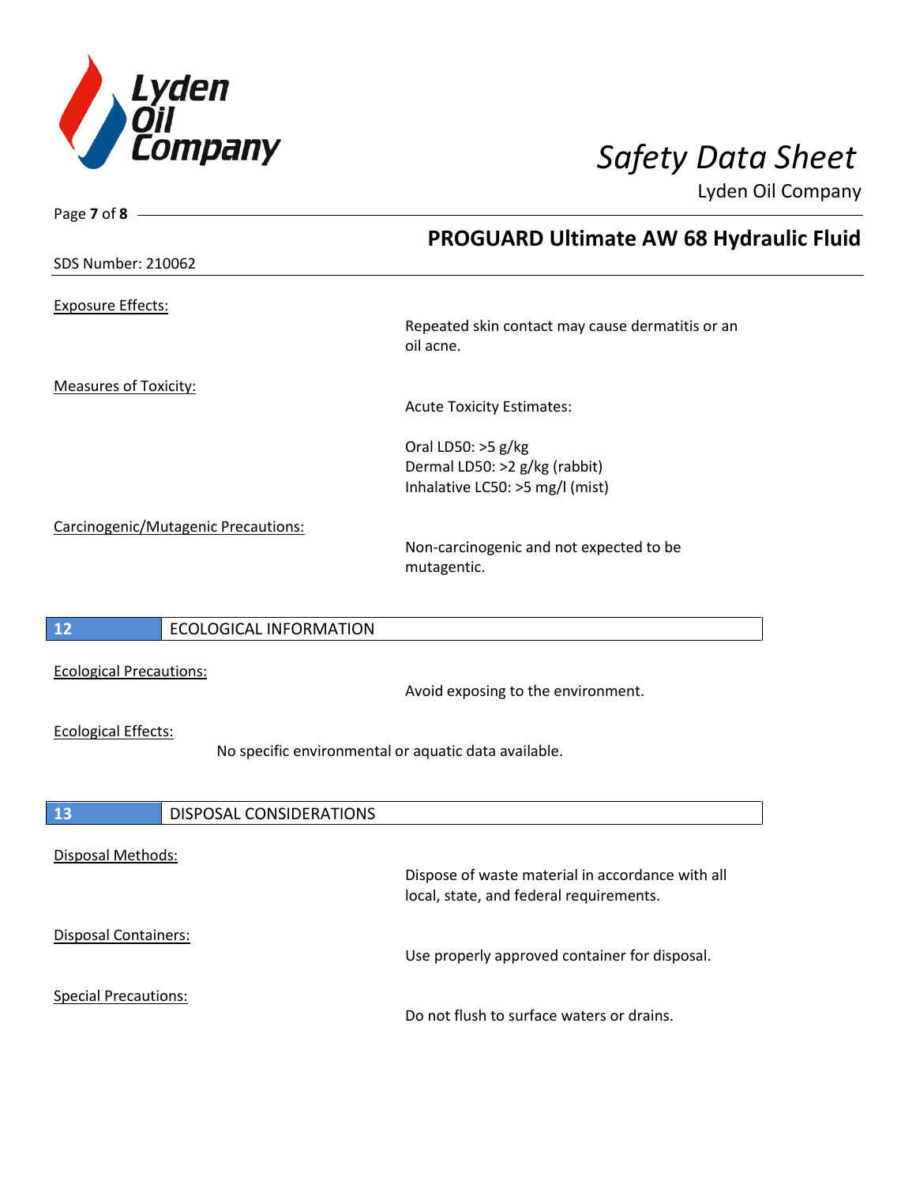Exposure Effects:

Repeated skin contact may cause dermatitis or an oil acne.

Measures of Toxicity:

Acute Toxicity Estimates:

Oral LD50: >5 g/kg
Dermal LD50: >2 g/kg (rabbit)
Inhalative LC50: >5 mg/l (mist)

Carcinogenic/Mutagenic Precautions:

Non-carcinogenic and not expected to be mutagentic.

## 12 ECOLOGICAL INFORMATION

Ecological Precautions:

Avoid exposing to the environment.

Ecological Effects:

No specific environmental or aquatic data available.

## 13 DISPOSAL CONSIDERATIONS

Disposal Methods:

Dispose of waste material in accordance with all local, state, and federal requirements.

Disposal Containers:

Use properly approved container for disposal.

Special Precautions:

Do not flush to surface waters or drains.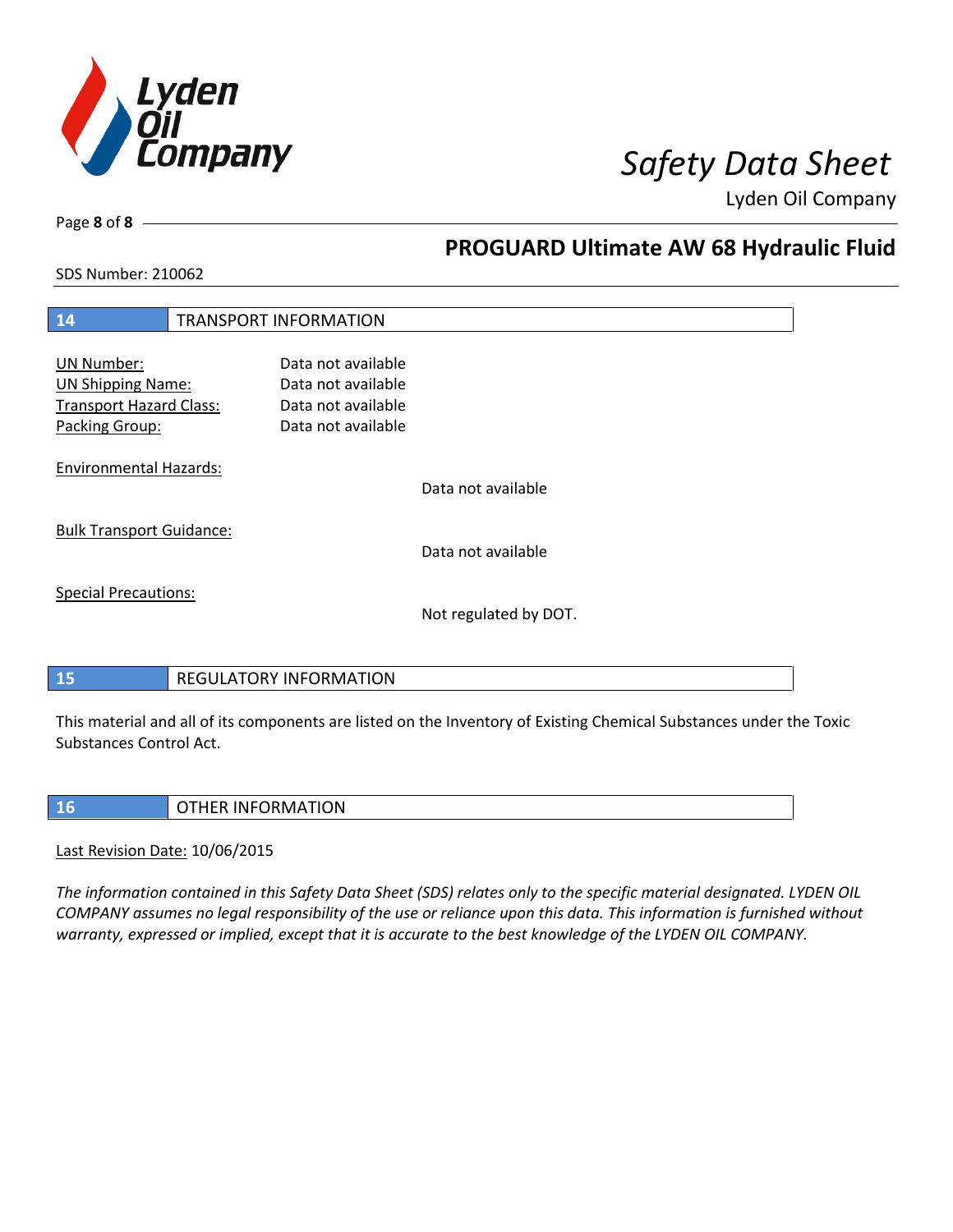## 14 TRANSPORT INFORMATION

UN Number: Data not available
UN Shipping Name: Data not available
Transport Hazard Class: Data not available
Packing Group: Data not available

Environmental Hazards:
Data not available

Bulk Transport Guidance:
Data not available

Special Precautions:
Not regulated by DOT.

## 15 REGULATORY INFORMATION

This material and all of its components are listed on the Inventory of Existing Chemical Substances under the Toxic Substances Control Act.

## 16 OTHER INFORMATION

Last Revision Date: 10/06/2015

*The information contained in this Safety Data Sheet (SDS) relates only to the specific material designated. LYDEN OIL COMPANY assumes no legal responsibility of the use or reliance upon this data. This information is furnished without warranty, expressed or implied, except that it is accurate to the best knowledge of the LYDEN OIL COMPANY.*